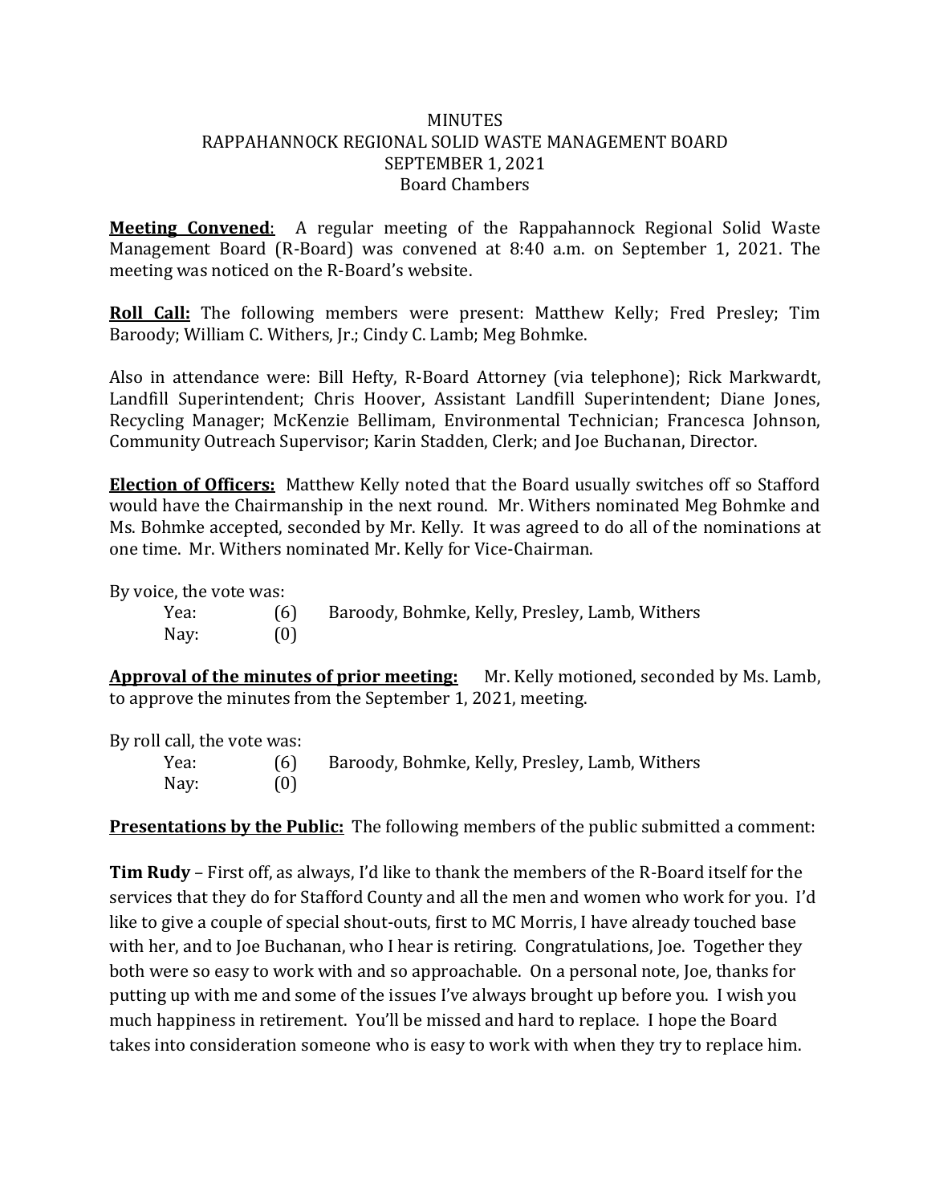MINUTES
RAPPAHANNOCK REGIONAL SOLID WASTE MANAGEMENT BOARD
SEPTEMBER 1, 2021
Board Chambers

**Meeting Convened**: A regular meeting of the Rappahannock Regional Solid Waste Management Board (R-Board) was convened at 8:40 a.m. on September 1, 2021. The meeting was noticed on the R-Board's website.

**Roll Call:** The following members were present: Matthew Kelly; Fred Presley; Tim Baroody; William C. Withers, Jr.; Cindy C. Lamb; Meg Bohmke.

Also in attendance were: Bill Hefty, R-Board Attorney (via telephone); Rick Markwardt, Landfill Superintendent; Chris Hoover, Assistant Landfill Superintendent; Diane Jones, Recycling Manager; McKenzie Bellimam, Environmental Technician; Francesca Johnson, Community Outreach Supervisor; Karin Stadden, Clerk; and Joe Buchanan, Director.

**Election of Officers:** Matthew Kelly noted that the Board usually switches off so Stafford would have the Chairmanship in the next round. Mr. Withers nominated Meg Bohmke and Ms. Bohmke accepted, seconded by Mr. Kelly. It was agreed to do all of the nominations at one time. Mr. Withers nominated Mr. Kelly for Vice-Chairman.

By voice, the vote was:

Yea: (6) Baroody, Bohmke, Kelly, Presley, Lamb, Withers
Nay: (0)

**Approval of the minutes of prior meeting:** Mr. Kelly motioned, seconded by Ms. Lamb, to approve the minutes from the September 1, 2021, meeting.

By roll call, the vote was:

Yea: (6) Baroody, Bohmke, Kelly, Presley, Lamb, Withers
Nay: (0)

**Presentations by the Public:** The following members of the public submitted a comment:

**Tim Rudy** – First off, as always, I'd like to thank the members of the R-Board itself for the services that they do for Stafford County and all the men and women who work for you. I'd like to give a couple of special shout-outs, first to MC Morris, I have already touched base with her, and to Joe Buchanan, who I hear is retiring. Congratulations, Joe. Together they both were so easy to work with and so approachable. On a personal note, Joe, thanks for putting up with me and some of the issues I've always brought up before you. I wish you much happiness in retirement. You'll be missed and hard to replace. I hope the Board takes into consideration someone who is easy to work with when they try to replace him.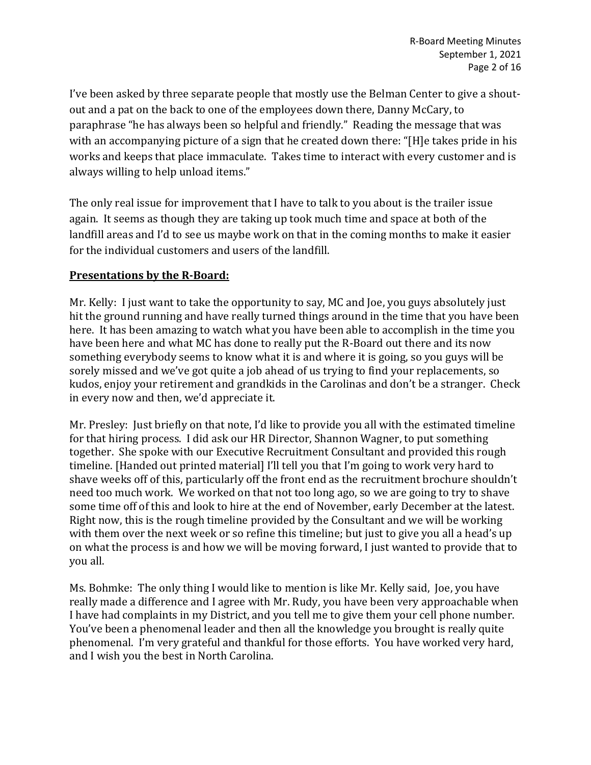I've been asked by three separate people that mostly use the Belman Center to give a shout-out and a pat on the back to one of the employees down there, Danny McCary, to paraphrase "he has always been so helpful and friendly." Reading the message that was with an accompanying picture of a sign that he created down there: "[H]e takes pride in his works and keeps that place immaculate. Takes time to interact with every customer and is always willing to help unload items."

The only real issue for improvement that I have to talk to you about is the trailer issue again. It seems as though they are taking up took much time and space at both of the landfill areas and I'd to see us maybe work on that in the coming months to make it easier for the individual customers and users of the landfill.

**Presentations by the R-Board:**

Mr. Kelly: I just want to take the opportunity to say, MC and Joe, you guys absolutely just hit the ground running and have really turned things around in the time that you have been here. It has been amazing to watch what you have been able to accomplish in the time you have been here and what MC has done to really put the R-Board out there and its now something everybody seems to know what it is and where it is going, so you guys will be sorely missed and we've got quite a job ahead of us trying to find your replacements, so kudos, enjoy your retirement and grandkids in the Carolinas and don't be a stranger. Check in every now and then, we'd appreciate it.

Mr. Presley: Just briefly on that note, I'd like to provide you all with the estimated timeline for that hiring process. I did ask our HR Director, Shannon Wagner, to put something together. She spoke with our Executive Recruitment Consultant and provided this rough timeline. [Handed out printed material] I'll tell you that I'm going to work very hard to shave weeks off of this, particularly off the front end as the recruitment brochure shouldn't need too much work. We worked on that not too long ago, so we are going to try to shave some time off of this and look to hire at the end of November, early December at the latest. Right now, this is the rough timeline provided by the Consultant and we will be working with them over the next week or so refine this timeline; but just to give you all a head's up on what the process is and how we will be moving forward, I just wanted to provide that to you all.

Ms. Bohmke: The only thing I would like to mention is like Mr. Kelly said, Joe, you have really made a difference and I agree with Mr. Rudy, you have been very approachable when I have had complaints in my District, and you tell me to give them your cell phone number. You've been a phenomenal leader and then all the knowledge you brought is really quite phenomenal. I'm very grateful and thankful for those efforts. You have worked very hard, and I wish you the best in North Carolina.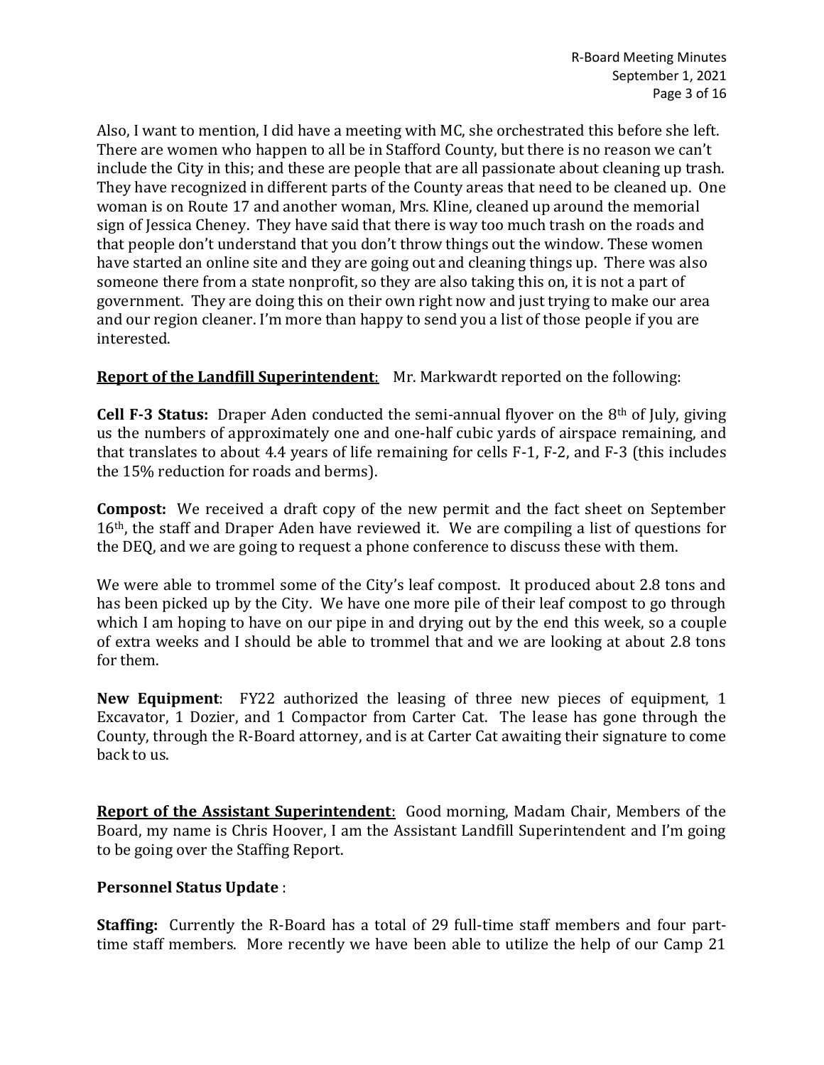Also, I want to mention, I did have a meeting with MC, she orchestrated this before she left. There are women who happen to all be in Stafford County, but there is no reason we can't include the City in this; and these are people that are all passionate about cleaning up trash. They have recognized in different parts of the County areas that need to be cleaned up. One woman is on Route 17 and another woman, Mrs. Kline, cleaned up around the memorial sign of Jessica Cheney. They have said that there is way too much trash on the roads and that people don't understand that you don't throw things out the window. These women have started an online site and they are going out and cleaning things up. There was also someone there from a state nonprofit, so they are also taking this on, it is not a part of government. They are doing this on their own right now and just trying to make our area and our region cleaner. I'm more than happy to send you a list of those people if you are interested.

**Report of the Landfill Superintendent**: Mr. Markwardt reported on the following:

**Cell F-3 Status:** Draper Aden conducted the semi-annual flyover on the 8th of July, giving us the numbers of approximately one and one-half cubic yards of airspace remaining, and that translates to about 4.4 years of life remaining for cells F-1, F-2, and F-3 (this includes the 15% reduction for roads and berms).

**Compost:** We received a draft copy of the new permit and the fact sheet on September 16th, the staff and Draper Aden have reviewed it. We are compiling a list of questions for the DEQ, and we are going to request a phone conference to discuss these with them.

We were able to trommel some of the City's leaf compost. It produced about 2.8 tons and has been picked up by the City. We have one more pile of their leaf compost to go through which I am hoping to have on our pipe in and drying out by the end this week, so a couple of extra weeks and I should be able to trommel that and we are looking at about 2.8 tons for them.

**New Equipment**: FY22 authorized the leasing of three new pieces of equipment, 1 Excavator, 1 Dozier, and 1 Compactor from Carter Cat. The lease has gone through the County, through the R-Board attorney, and is at Carter Cat awaiting their signature to come back to us.

**Report of the Assistant Superintendent**: Good morning, Madam Chair, Members of the Board, my name is Chris Hoover, I am the Assistant Landfill Superintendent and I'm going to be going over the Staffing Report.

**Personnel Status Update** :

**Staffing:** Currently the R-Board has a total of 29 full-time staff members and four part-time staff members. More recently we have been able to utilize the help of our Camp 21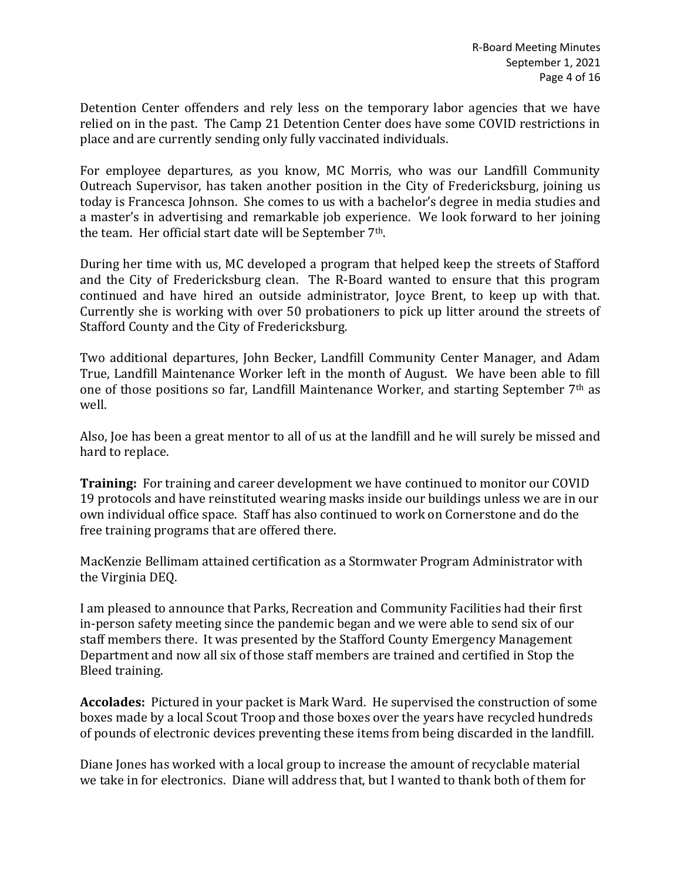Detention Center offenders and rely less on the temporary labor agencies that we have relied on in the past. The Camp 21 Detention Center does have some COVID restrictions in place and are currently sending only fully vaccinated individuals.

For employee departures, as you know, MC Morris, who was our Landfill Community Outreach Supervisor, has taken another position in the City of Fredericksburg, joining us today is Francesca Johnson. She comes to us with a bachelor's degree in media studies and a master's in advertising and remarkable job experience. We look forward to her joining the team. Her official start date will be September 7th.

During her time with us, MC developed a program that helped keep the streets of Stafford and the City of Fredericksburg clean. The R-Board wanted to ensure that this program continued and have hired an outside administrator, Joyce Brent, to keep up with that. Currently she is working with over 50 probationers to pick up litter around the streets of Stafford County and the City of Fredericksburg.

Two additional departures, John Becker, Landfill Community Center Manager, and Adam True, Landfill Maintenance Worker left in the month of August. We have been able to fill one of those positions so far, Landfill Maintenance Worker, and starting September 7th as well.

Also, Joe has been a great mentor to all of us at the landfill and he will surely be missed and hard to replace.

**Training:** For training and career development we have continued to monitor our COVID 19 protocols and have reinstituted wearing masks inside our buildings unless we are in our own individual office space. Staff has also continued to work on Cornerstone and do the free training programs that are offered there.

MacKenzie Bellimam attained certification as a Stormwater Program Administrator with the Virginia DEQ.

I am pleased to announce that Parks, Recreation and Community Facilities had their first in-person safety meeting since the pandemic began and we were able to send six of our staff members there. It was presented by the Stafford County Emergency Management Department and now all six of those staff members are trained and certified in Stop the Bleed training.

**Accolades:** Pictured in your packet is Mark Ward. He supervised the construction of some boxes made by a local Scout Troop and those boxes over the years have recycled hundreds of pounds of electronic devices preventing these items from being discarded in the landfill.

Diane Jones has worked with a local group to increase the amount of recyclable material we take in for electronics. Diane will address that, but I wanted to thank both of them for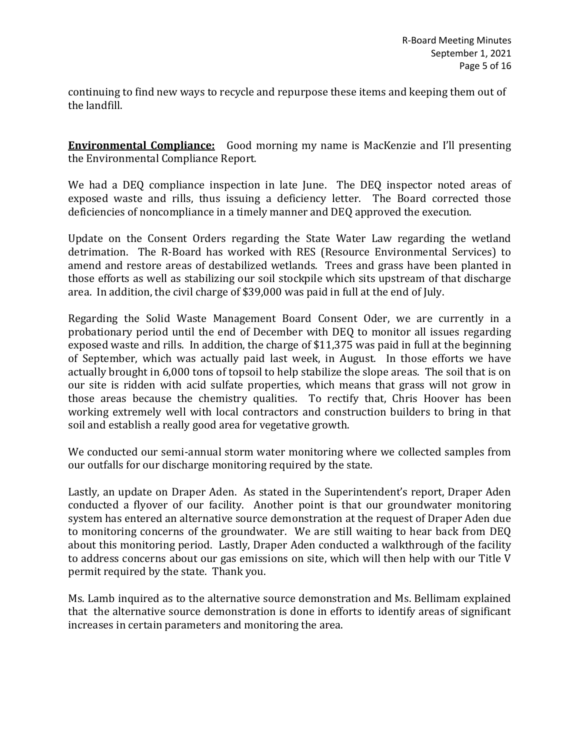continuing to find new ways to recycle and repurpose these items and keeping them out of the landfill.

**Environmental Compliance:** Good morning my name is MacKenzie and I'll presenting the Environmental Compliance Report.

We had a DEQ compliance inspection in late June. The DEQ inspector noted areas of exposed waste and rills, thus issuing a deficiency letter. The Board corrected those deficiencies of noncompliance in a timely manner and DEQ approved the execution.

Update on the Consent Orders regarding the State Water Law regarding the wetland detrimation. The R-Board has worked with RES (Resource Environmental Services) to amend and restore areas of destabilized wetlands. Trees and grass have been planted in those efforts as well as stabilizing our soil stockpile which sits upstream of that discharge area. In addition, the civil charge of $39,000 was paid in full at the end of July.

Regarding the Solid Waste Management Board Consent Oder, we are currently in a probationary period until the end of December with DEQ to monitor all issues regarding exposed waste and rills. In addition, the charge of $11,375 was paid in full at the beginning of September, which was actually paid last week, in August. In those efforts we have actually brought in 6,000 tons of topsoil to help stabilize the slope areas. The soil that is on our site is ridden with acid sulfate properties, which means that grass will not grow in those areas because the chemistry qualities. To rectify that, Chris Hoover has been working extremely well with local contractors and construction builders to bring in that soil and establish a really good area for vegetative growth.

We conducted our semi-annual storm water monitoring where we collected samples from our outfalls for our discharge monitoring required by the state.

Lastly, an update on Draper Aden. As stated in the Superintendent's report, Draper Aden conducted a flyover of our facility. Another point is that our groundwater monitoring system has entered an alternative source demonstration at the request of Draper Aden due to monitoring concerns of the groundwater. We are still waiting to hear back from DEQ about this monitoring period. Lastly, Draper Aden conducted a walkthrough of the facility to address concerns about our gas emissions on site, which will then help with our Title V permit required by the state. Thank you.

Ms. Lamb inquired as to the alternative source demonstration and Ms. Bellimam explained that the alternative source demonstration is done in efforts to identify areas of significant increases in certain parameters and monitoring the area.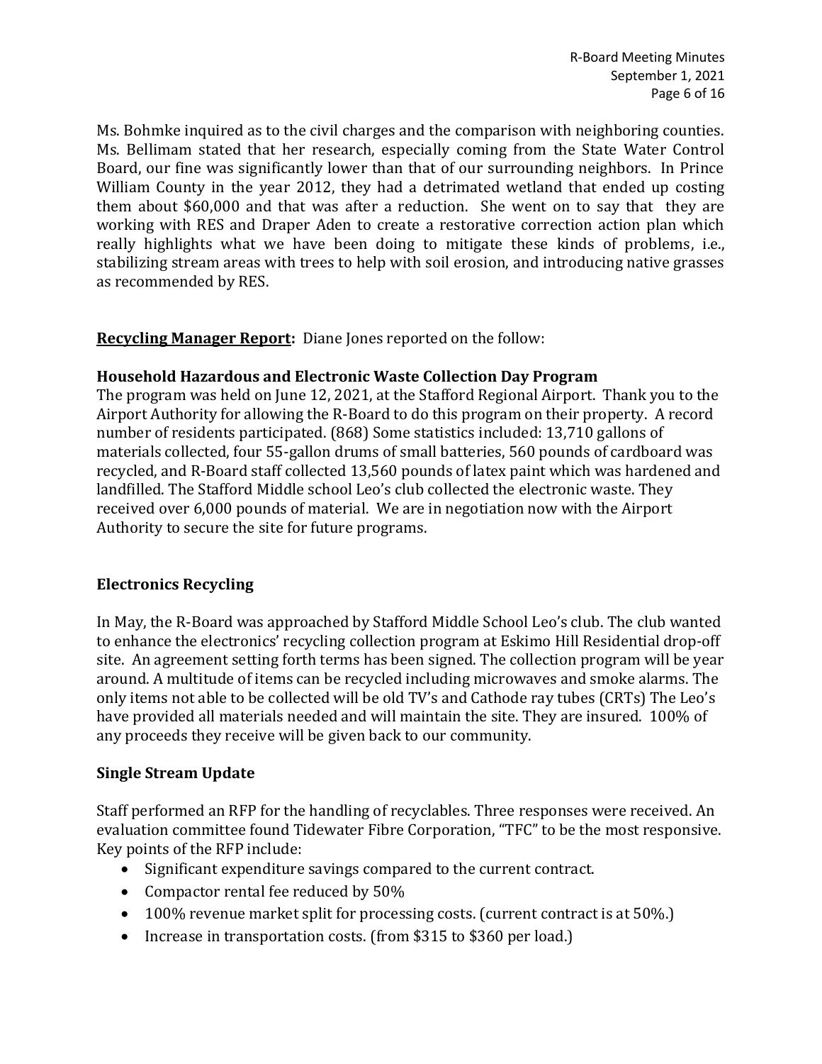Ms. Bohmke inquired as to the civil charges and the comparison with neighboring counties. Ms. Bellimam stated that her research, especially coming from the State Water Control Board, our fine was significantly lower than that of our surrounding neighbors. In Prince William County in the year 2012, they had a detrimated wetland that ended up costing them about $60,000 and that was after a reduction. She went on to say that they are working with RES and Draper Aden to create a restorative correction action plan which really highlights what we have been doing to mitigate these kinds of problems, i.e., stabilizing stream areas with trees to help with soil erosion, and introducing native grasses as recommended by RES.

**Recycling Manager Report:** Diane Jones reported on the follow:

**Household Hazardous and Electronic Waste Collection Day Program**

The program was held on June 12, 2021, at the Stafford Regional Airport. Thank you to the Airport Authority for allowing the R-Board to do this program on their property. A record number of residents participated. (868) Some statistics included: 13,710 gallons of materials collected, four 55-gallon drums of small batteries, 560 pounds of cardboard was recycled, and R-Board staff collected 13,560 pounds of latex paint which was hardened and landfilled. The Stafford Middle school Leo's club collected the electronic waste. They received over 6,000 pounds of material. We are in negotiation now with the Airport Authority to secure the site for future programs.

**Electronics Recycling**

In May, the R-Board was approached by Stafford Middle School Leo's club. The club wanted to enhance the electronics' recycling collection program at Eskimo Hill Residential drop-off site. An agreement setting forth terms has been signed. The collection program will be year around. A multitude of items can be recycled including microwaves and smoke alarms. The only items not able to be collected will be old TV's and Cathode ray tubes (CRTs) The Leo's have provided all materials needed and will maintain the site. They are insured. 100% of any proceeds they receive will be given back to our community.

**Single Stream Update**

Staff performed an RFP for the handling of recyclables. Three responses were received. An evaluation committee found Tidewater Fibre Corporation, "TFC" to be the most responsive. Key points of the RFP include:

- Significant expenditure savings compared to the current contract.
- Compactor rental fee reduced by 50%
- 100% revenue market split for processing costs. (current contract is at 50%.)
- Increase in transportation costs. (from $315 to $360 per load.)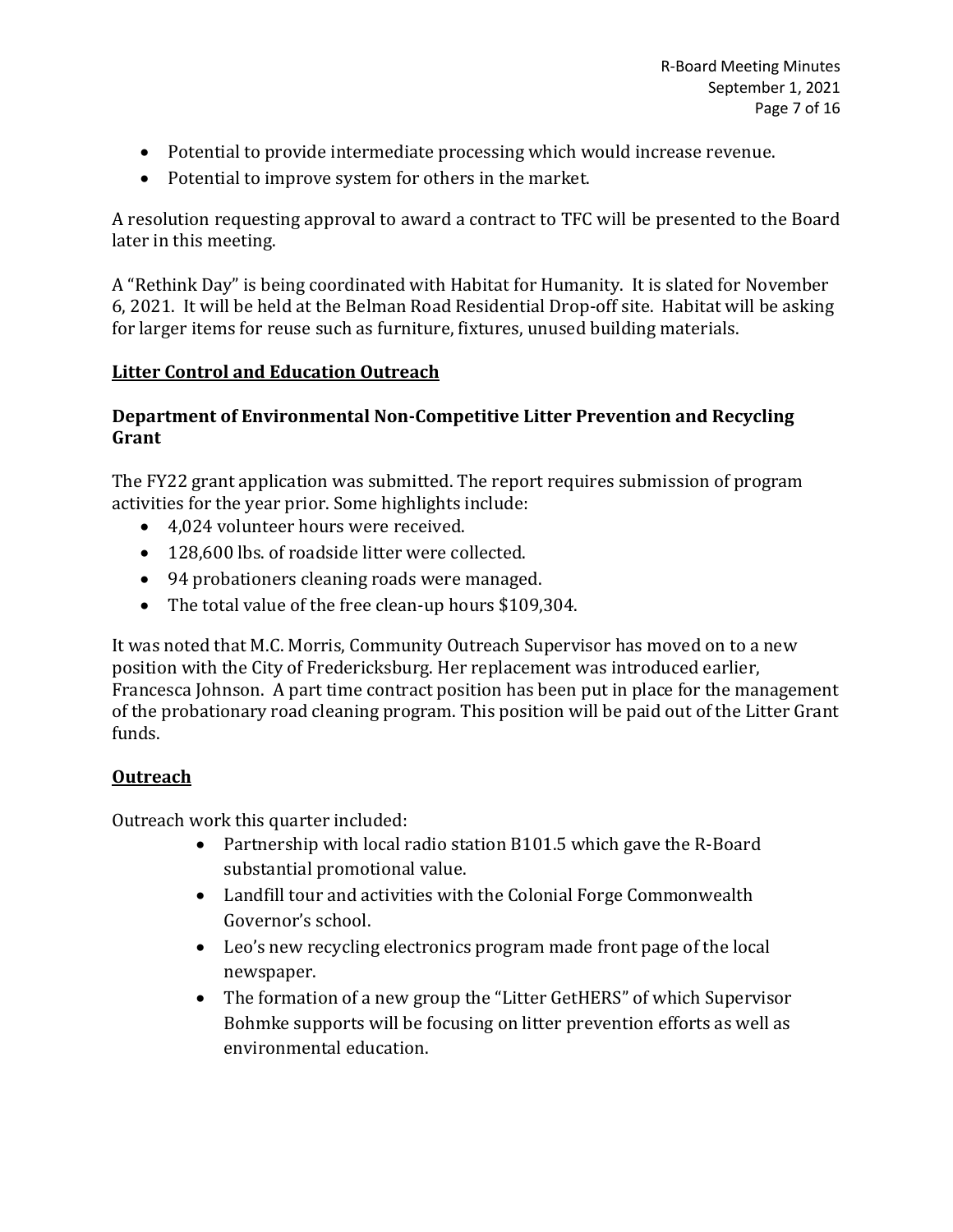- Potential to provide intermediate processing which would increase revenue.
- Potential to improve system for others in the market.

A resolution requesting approval to award a contract to TFC will be presented to the Board later in this meeting.

A "Rethink Day" is being coordinated with Habitat for Humanity. It is slated for November 6, 2021. It will be held at the Belman Road Residential Drop-off site. Habitat will be asking for larger items for reuse such as furniture, fixtures, unused building materials.

## Litter Control and Education Outreach

### Department of Environmental Non-Competitive Litter Prevention and Recycling Grant

The FY22 grant application was submitted. The report requires submission of program activities for the year prior. Some highlights include:

- 4,024 volunteer hours were received.
- 128,600 lbs. of roadside litter were collected.
- 94 probationers cleaning roads were managed.
- The total value of the free clean-up hours $109,304.

It was noted that M.C. Morris, Community Outreach Supervisor has moved on to a new position with the City of Fredericksburg. Her replacement was introduced earlier, Francesca Johnson. A part time contract position has been put in place for the management of the probationary road cleaning program. This position will be paid out of the Litter Grant funds.

## Outreach

Outreach work this quarter included:

- Partnership with local radio station B101.5 which gave the R-Board substantial promotional value.
- Landfill tour and activities with the Colonial Forge Commonwealth Governor's school.
- Leo's new recycling electronics program made front page of the local newspaper.
- The formation of a new group the "Litter GetHERS" of which Supervisor Bohmke supports will be focusing on litter prevention efforts as well as environmental education.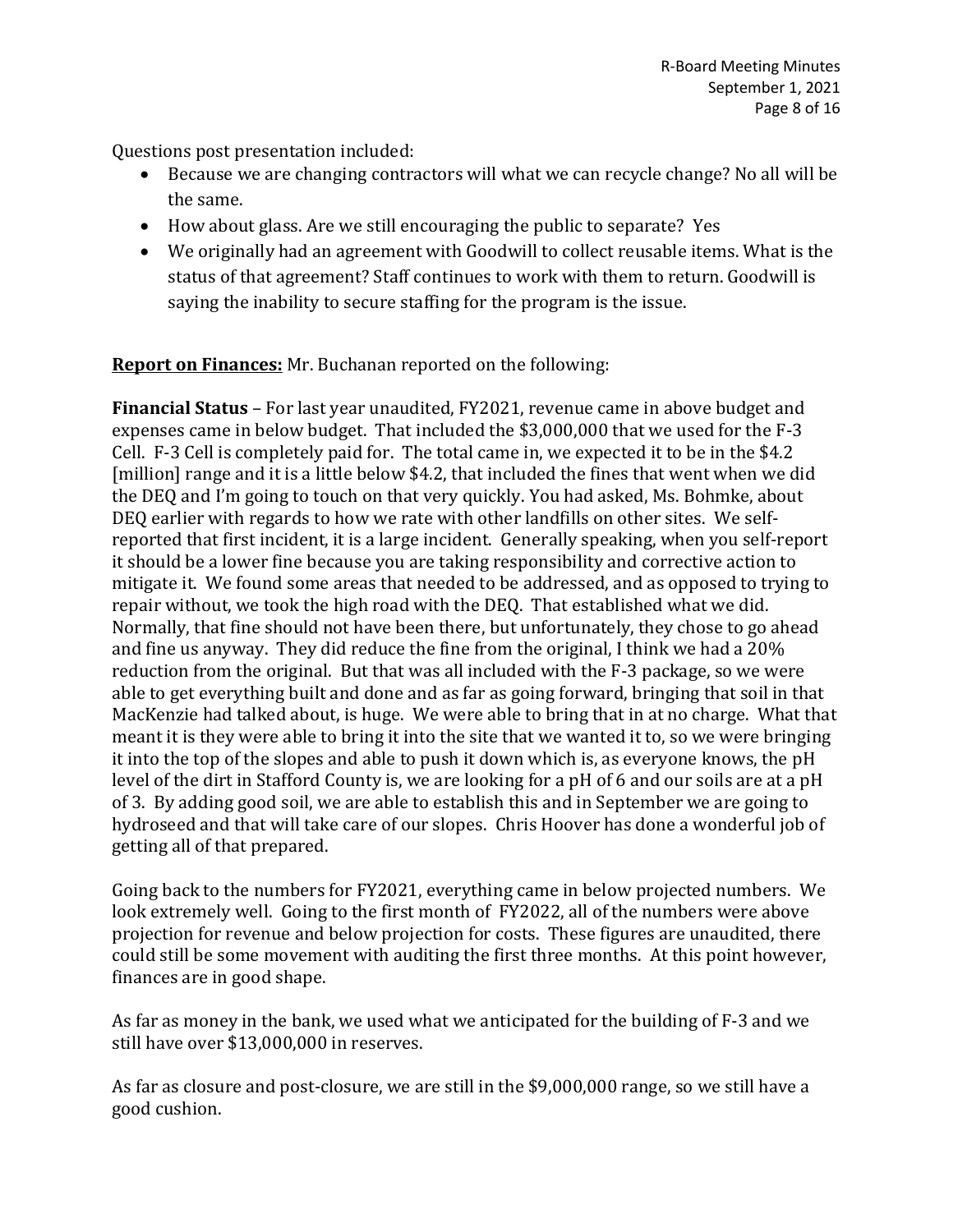Questions post presentation included:

- Because we are changing contractors will what we can recycle change? No all will be the same.
- How about glass. Are we still encouraging the public to separate? Yes
- We originally had an agreement with Goodwill to collect reusable items. What is the status of that agreement? Staff continues to work with them to return. Goodwill is saying the inability to secure staffing for the program is the issue.

**Report on Finances:** Mr. Buchanan reported on the following:

**Financial Status** – For last year unaudited, FY2021, revenue came in above budget and expenses came in below budget. That included the $3,000,000 that we used for the F-3 Cell. F-3 Cell is completely paid for. The total came in, we expected it to be in the $4.2 [million] range and it is a little below $4.2, that included the fines that went when we did the DEQ and I'm going to touch on that very quickly. You had asked, Ms. Bohmke, about DEQ earlier with regards to how we rate with other landfills on other sites. We self-reported that first incident, it is a large incident. Generally speaking, when you self-report it should be a lower fine because you are taking responsibility and corrective action to mitigate it. We found some areas that needed to be addressed, and as opposed to trying to repair without, we took the high road with the DEQ. That established what we did. Normally, that fine should not have been there, but unfortunately, they chose to go ahead and fine us anyway. They did reduce the fine from the original, I think we had a 20% reduction from the original. But that was all included with the F-3 package, so we were able to get everything built and done and as far as going forward, bringing that soil in that MacKenzie had talked about, is huge. We were able to bring that in at no charge. What that meant it is they were able to bring it into the site that we wanted it to, so we were bringing it into the top of the slopes and able to push it down which is, as everyone knows, the pH level of the dirt in Stafford County is, we are looking for a pH of 6 and our soils are at a pH of 3. By adding good soil, we are able to establish this and in September we are going to hydroseed and that will take care of our slopes. Chris Hoover has done a wonderful job of getting all of that prepared.

Going back to the numbers for FY2021, everything came in below projected numbers. We look extremely well. Going to the first month of FY2022, all of the numbers were above projection for revenue and below projection for costs. These figures are unaudited, there could still be some movement with auditing the first three months. At this point however, finances are in good shape.

As far as money in the bank, we used what we anticipated for the building of F-3 and we still have over $13,000,000 in reserves.

As far as closure and post-closure, we are still in the $9,000,000 range, so we still have a good cushion.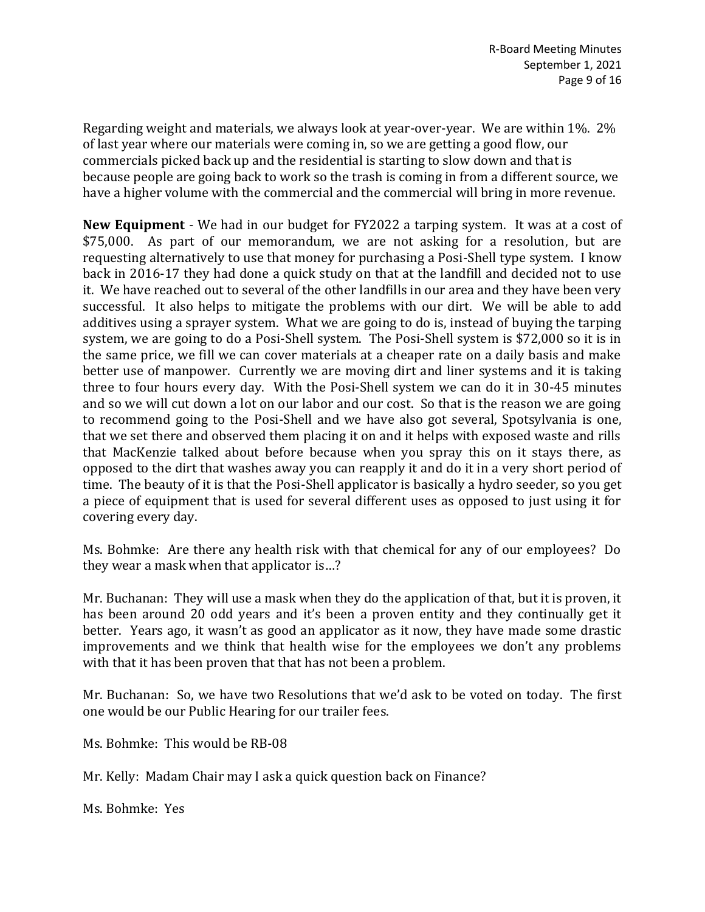Regarding weight and materials, we always look at year-over-year. We are within 1%. 2% of last year where our materials were coming in, so we are getting a good flow, our commercials picked back up and the residential is starting to slow down and that is because people are going back to work so the trash is coming in from a different source, we have a higher volume with the commercial and the commercial will bring in more revenue.

**New Equipment** - We had in our budget for FY2022 a tarping system. It was at a cost of $75,000. As part of our memorandum, we are not asking for a resolution, but are requesting alternatively to use that money for purchasing a Posi-Shell type system. I know back in 2016-17 they had done a quick study on that at the landfill and decided not to use it. We have reached out to several of the other landfills in our area and they have been very successful. It also helps to mitigate the problems with our dirt. We will be able to add additives using a sprayer system. What we are going to do is, instead of buying the tarping system, we are going to do a Posi-Shell system. The Posi-Shell system is $72,000 so it is in the same price, we fill we can cover materials at a cheaper rate on a daily basis and make better use of manpower. Currently we are moving dirt and liner systems and it is taking three to four hours every day. With the Posi-Shell system we can do it in 30-45 minutes and so we will cut down a lot on our labor and our cost. So that is the reason we are going to recommend going to the Posi-Shell and we have also got several, Spotsylvania is one, that we set there and observed them placing it on and it helps with exposed waste and rills that MacKenzie talked about before because when you spray this on it stays there, as opposed to the dirt that washes away you can reapply it and do it in a very short period of time. The beauty of it is that the Posi-Shell applicator is basically a hydro seeder, so you get a piece of equipment that is used for several different uses as opposed to just using it for covering every day.

Ms. Bohmke: Are there any health risk with that chemical for any of our employees? Do they wear a mask when that applicator is…?

Mr. Buchanan: They will use a mask when they do the application of that, but it is proven, it has been around 20 odd years and it's been a proven entity and they continually get it better. Years ago, it wasn't as good an applicator as it now, they have made some drastic improvements and we think that health wise for the employees we don't any problems with that it has been proven that that has not been a problem.

Mr. Buchanan: So, we have two Resolutions that we'd ask to be voted on today. The first one would be our Public Hearing for our trailer fees.

Ms. Bohmke: This would be RB-08

Mr. Kelly: Madam Chair may I ask a quick question back on Finance?

Ms. Bohmke: Yes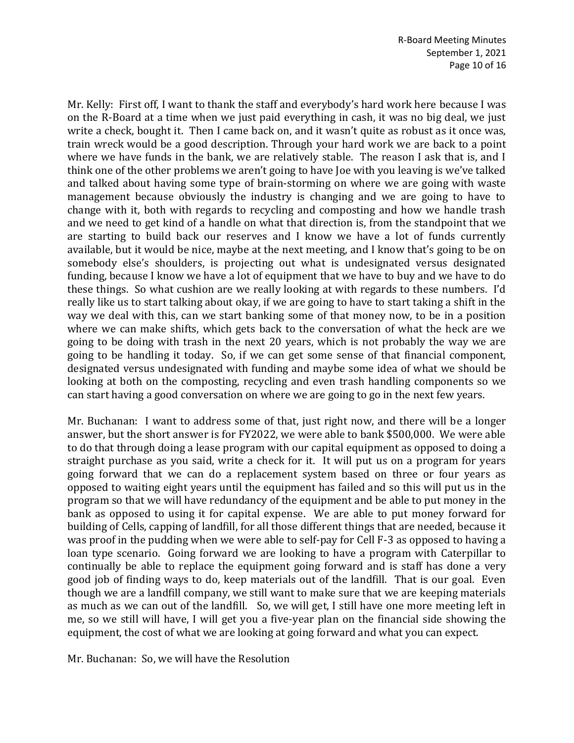Mr. Kelly: First off, I want to thank the staff and everybody's hard work here because I was on the R-Board at a time when we just paid everything in cash, it was no big deal, we just write a check, bought it. Then I came back on, and it wasn't quite as robust as it once was, train wreck would be a good description. Through your hard work we are back to a point where we have funds in the bank, we are relatively stable. The reason I ask that is, and I think one of the other problems we aren't going to have Joe with you leaving is we've talked and talked about having some type of brain-storming on where we are going with waste management because obviously the industry is changing and we are going to have to change with it, both with regards to recycling and composting and how we handle trash and we need to get kind of a handle on what that direction is, from the standpoint that we are starting to build back our reserves and I know we have a lot of funds currently available, but it would be nice, maybe at the next meeting, and I know that's going to be on somebody else's shoulders, is projecting out what is undesignated versus designated funding, because I know we have a lot of equipment that we have to buy and we have to do these things. So what cushion are we really looking at with regards to these numbers. I'd really like us to start talking about okay, if we are going to have to start taking a shift in the way we deal with this, can we start banking some of that money now, to be in a position where we can make shifts, which gets back to the conversation of what the heck are we going to be doing with trash in the next 20 years, which is not probably the way we are going to be handling it today. So, if we can get some sense of that financial component, designated versus undesignated with funding and maybe some idea of what we should be looking at both on the composting, recycling and even trash handling components so we can start having a good conversation on where we are going to go in the next few years.

Mr. Buchanan: I want to address some of that, just right now, and there will be a longer answer, but the short answer is for FY2022, we were able to bank $500,000. We were able to do that through doing a lease program with our capital equipment as opposed to doing a straight purchase as you said, write a check for it. It will put us on a program for years going forward that we can do a replacement system based on three or four years as opposed to waiting eight years until the equipment has failed and so this will put us in the program so that we will have redundancy of the equipment and be able to put money in the bank as opposed to using it for capital expense. We are able to put money forward for building of Cells, capping of landfill, for all those different things that are needed, because it was proof in the pudding when we were able to self-pay for Cell F-3 as opposed to having a loan type scenario. Going forward we are looking to have a program with Caterpillar to continually be able to replace the equipment going forward and is staff has done a very good job of finding ways to do, keep materials out of the landfill. That is our goal. Even though we are a landfill company, we still want to make sure that we are keeping materials as much as we can out of the landfill. So, we will get, I still have one more meeting left in me, so we still will have, I will get you a five-year plan on the financial side showing the equipment, the cost of what we are looking at going forward and what you can expect.

Mr. Buchanan: So, we will have the Resolution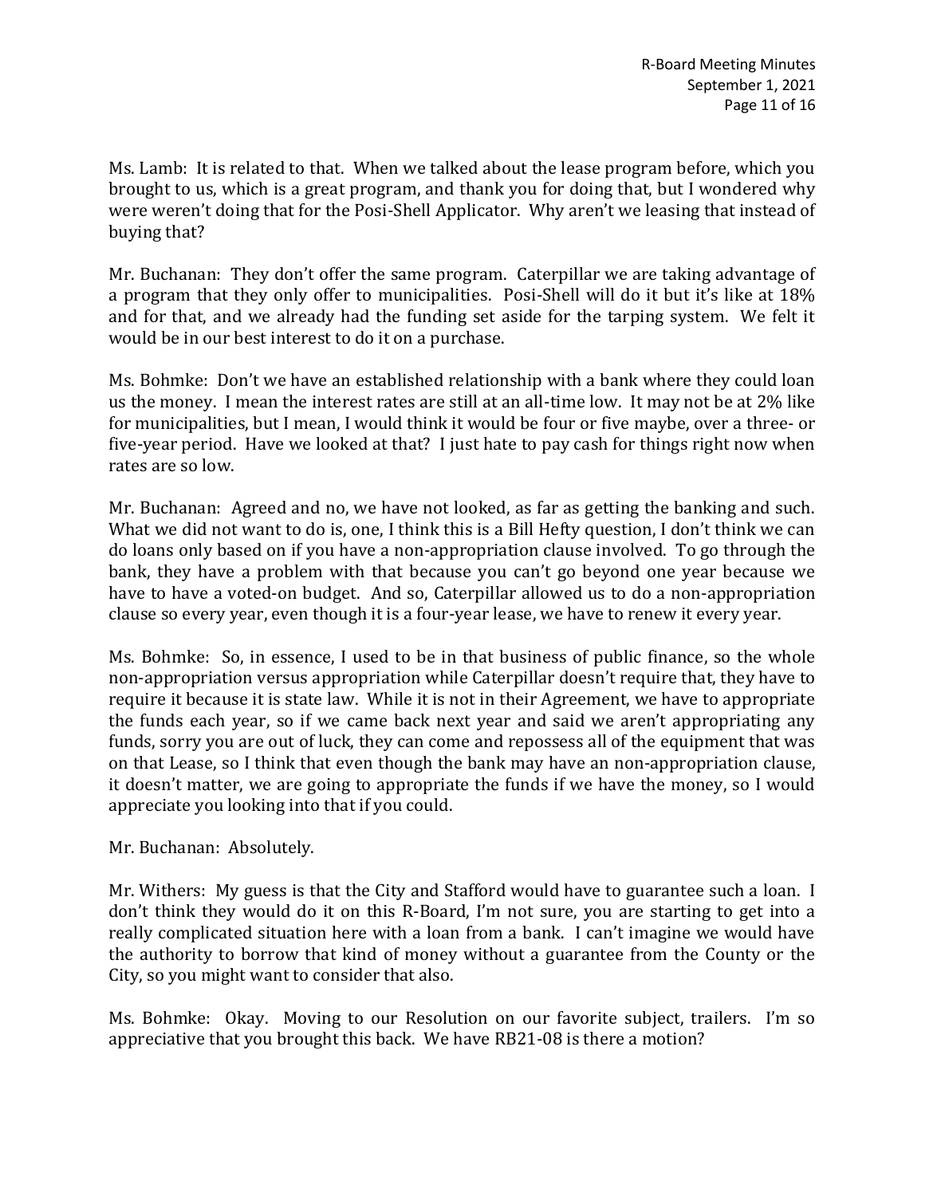Ms. Lamb: It is related to that. When we talked about the lease program before, which you brought to us, which is a great program, and thank you for doing that, but I wondered why were weren't doing that for the Posi-Shell Applicator. Why aren't we leasing that instead of buying that?

Mr. Buchanan: They don't offer the same program. Caterpillar we are taking advantage of a program that they only offer to municipalities. Posi-Shell will do it but it's like at 18% and for that, and we already had the funding set aside for the tarping system. We felt it would be in our best interest to do it on a purchase.

Ms. Bohmke: Don't we have an established relationship with a bank where they could loan us the money. I mean the interest rates are still at an all-time low. It may not be at 2% like for municipalities, but I mean, I would think it would be four or five maybe, over a three- or five-year period. Have we looked at that? I just hate to pay cash for things right now when rates are so low.

Mr. Buchanan: Agreed and no, we have not looked, as far as getting the banking and such. What we did not want to do is, one, I think this is a Bill Hefty question, I don't think we can do loans only based on if you have a non-appropriation clause involved. To go through the bank, they have a problem with that because you can't go beyond one year because we have to have a voted-on budget. And so, Caterpillar allowed us to do a non-appropriation clause so every year, even though it is a four-year lease, we have to renew it every year.

Ms. Bohmke: So, in essence, I used to be in that business of public finance, so the whole non-appropriation versus appropriation while Caterpillar doesn't require that, they have to require it because it is state law. While it is not in their Agreement, we have to appropriate the funds each year, so if we came back next year and said we aren't appropriating any funds, sorry you are out of luck, they can come and repossess all of the equipment that was on that Lease, so I think that even though the bank may have an non-appropriation clause, it doesn't matter, we are going to appropriate the funds if we have the money, so I would appreciate you looking into that if you could.

Mr. Buchanan: Absolutely.

Mr. Withers: My guess is that the City and Stafford would have to guarantee such a loan. I don't think they would do it on this R-Board, I'm not sure, you are starting to get into a really complicated situation here with a loan from a bank. I can't imagine we would have the authority to borrow that kind of money without a guarantee from the County or the City, so you might want to consider that also.

Ms. Bohmke: Okay. Moving to our Resolution on our favorite subject, trailers. I'm so appreciative that you brought this back. We have RB21-08 is there a motion?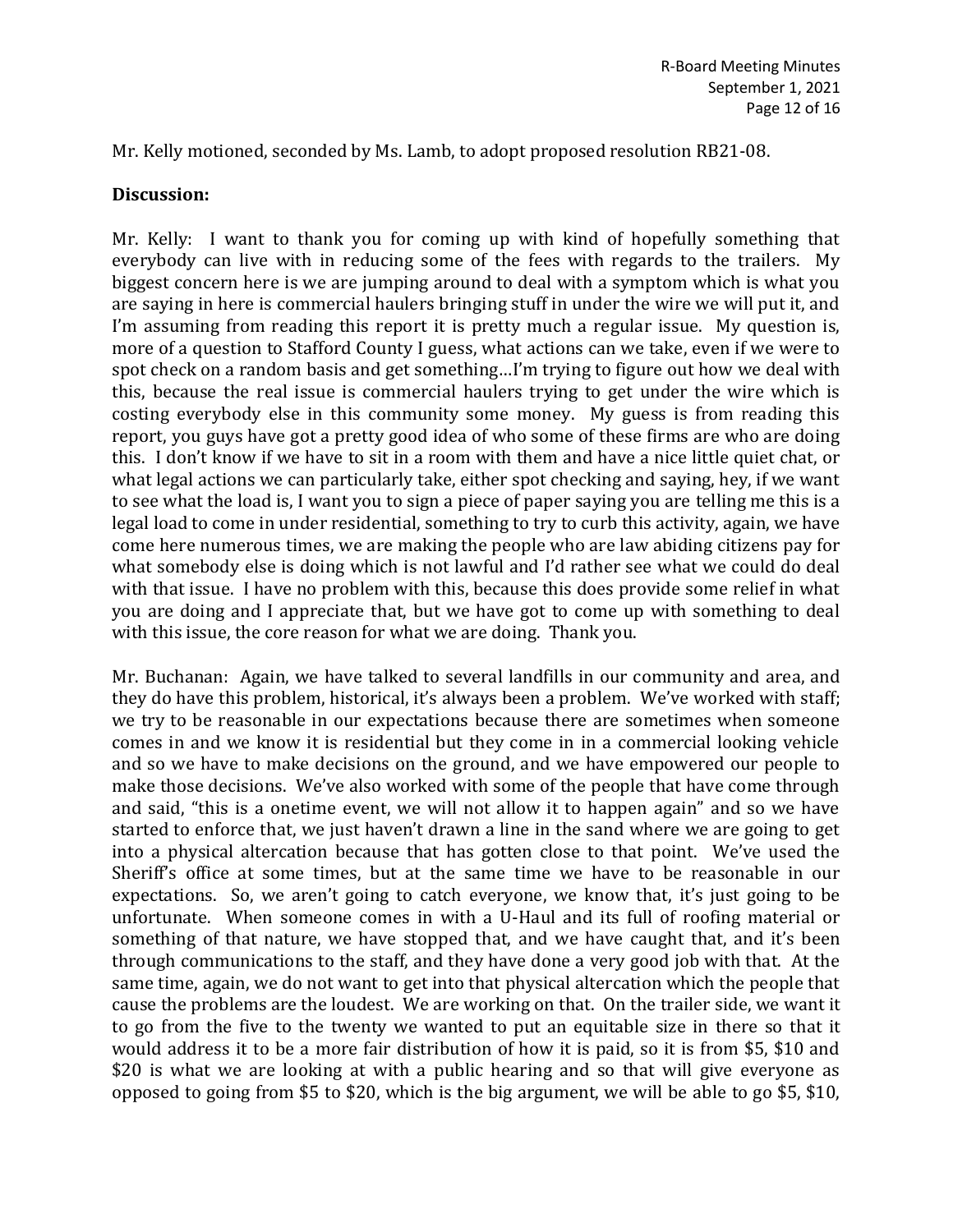Mr. Kelly motioned, seconded by Ms. Lamb, to adopt proposed resolution RB21-08.

**Discussion:**

Mr. Kelly: I want to thank you for coming up with kind of hopefully something that everybody can live with in reducing some of the fees with regards to the trailers. My biggest concern here is we are jumping around to deal with a symptom which is what you are saying in here is commercial haulers bringing stuff in under the wire we will put it, and I'm assuming from reading this report it is pretty much a regular issue. My question is, more of a question to Stafford County I guess, what actions can we take, even if we were to spot check on a random basis and get something…I'm trying to figure out how we deal with this, because the real issue is commercial haulers trying to get under the wire which is costing everybody else in this community some money. My guess is from reading this report, you guys have got a pretty good idea of who some of these firms are who are doing this. I don't know if we have to sit in a room with them and have a nice little quiet chat, or what legal actions we can particularly take, either spot checking and saying, hey, if we want to see what the load is, I want you to sign a piece of paper saying you are telling me this is a legal load to come in under residential, something to try to curb this activity, again, we have come here numerous times, we are making the people who are law abiding citizens pay for what somebody else is doing which is not lawful and I'd rather see what we could do deal with that issue. I have no problem with this, because this does provide some relief in what you are doing and I appreciate that, but we have got to come up with something to deal with this issue, the core reason for what we are doing. Thank you.

Mr. Buchanan: Again, we have talked to several landfills in our community and area, and they do have this problem, historical, it's always been a problem. We've worked with staff; we try to be reasonable in our expectations because there are sometimes when someone comes in and we know it is residential but they come in in a commercial looking vehicle and so we have to make decisions on the ground, and we have empowered our people to make those decisions. We've also worked with some of the people that have come through and said, "this is a onetime event, we will not allow it to happen again" and so we have started to enforce that, we just haven't drawn a line in the sand where we are going to get into a physical altercation because that has gotten close to that point. We've used the Sheriff's office at some times, but at the same time we have to be reasonable in our expectations. So, we aren't going to catch everyone, we know that, it's just going to be unfortunate. When someone comes in with a U-Haul and its full of roofing material or something of that nature, we have stopped that, and we have caught that, and it's been through communications to the staff, and they have done a very good job with that. At the same time, again, we do not want to get into that physical altercation which the people that cause the problems are the loudest. We are working on that. On the trailer side, we want it to go from the five to the twenty we wanted to put an equitable size in there so that it would address it to be a more fair distribution of how it is paid, so it is from $5, $10 and $20 is what we are looking at with a public hearing and so that will give everyone as opposed to going from $5 to $20, which is the big argument, we will be able to go $5, $10,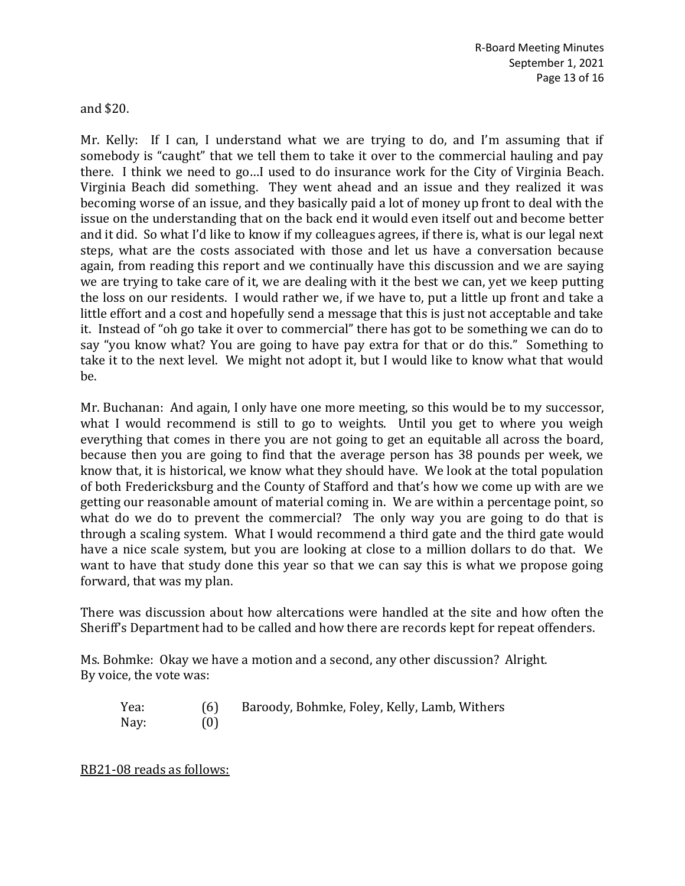and $20.

Mr. Kelly: If I can, I understand what we are trying to do, and I'm assuming that if somebody is "caught" that we tell them to take it over to the commercial hauling and pay there. I think we need to go…I used to do insurance work for the City of Virginia Beach. Virginia Beach did something. They went ahead and an issue and they realized it was becoming worse of an issue, and they basically paid a lot of money up front to deal with the issue on the understanding that on the back end it would even itself out and become better and it did. So what I'd like to know if my colleagues agrees, if there is, what is our legal next steps, what are the costs associated with those and let us have a conversation because again, from reading this report and we continually have this discussion and we are saying we are trying to take care of it, we are dealing with it the best we can, yet we keep putting the loss on our residents. I would rather we, if we have to, put a little up front and take a little effort and a cost and hopefully send a message that this is just not acceptable and take it. Instead of "oh go take it over to commercial" there has got to be something we can do to say "you know what? You are going to have pay extra for that or do this." Something to take it to the next level. We might not adopt it, but I would like to know what that would be.

Mr. Buchanan: And again, I only have one more meeting, so this would be to my successor, what I would recommend is still to go to weights. Until you get to where you weigh everything that comes in there you are not going to get an equitable all across the board, because then you are going to find that the average person has 38 pounds per week, we know that, it is historical, we know what they should have. We look at the total population of both Fredericksburg and the County of Stafford and that's how we come up with are we getting our reasonable amount of material coming in. We are within a percentage point, so what do we do to prevent the commercial? The only way you are going to do that is through a scaling system. What I would recommend a third gate and the third gate would have a nice scale system, but you are looking at close to a million dollars to do that. We want to have that study done this year so that we can say this is what we propose going forward, that was my plan.

There was discussion about how altercations were handled at the site and how often the Sheriff's Department had to be called and how there are records kept for repeat offenders.

Ms. Bohmke: Okay we have a motion and a second, any other discussion? Alright.
By voice, the vote was:

| | | |
|---|---|---|
| Yea: | (6) | Baroody, Bohmke, Foley, Kelly, Lamb, Withers |
| Nay: | (0) | |

<u>RB21-08 reads as follows:</u>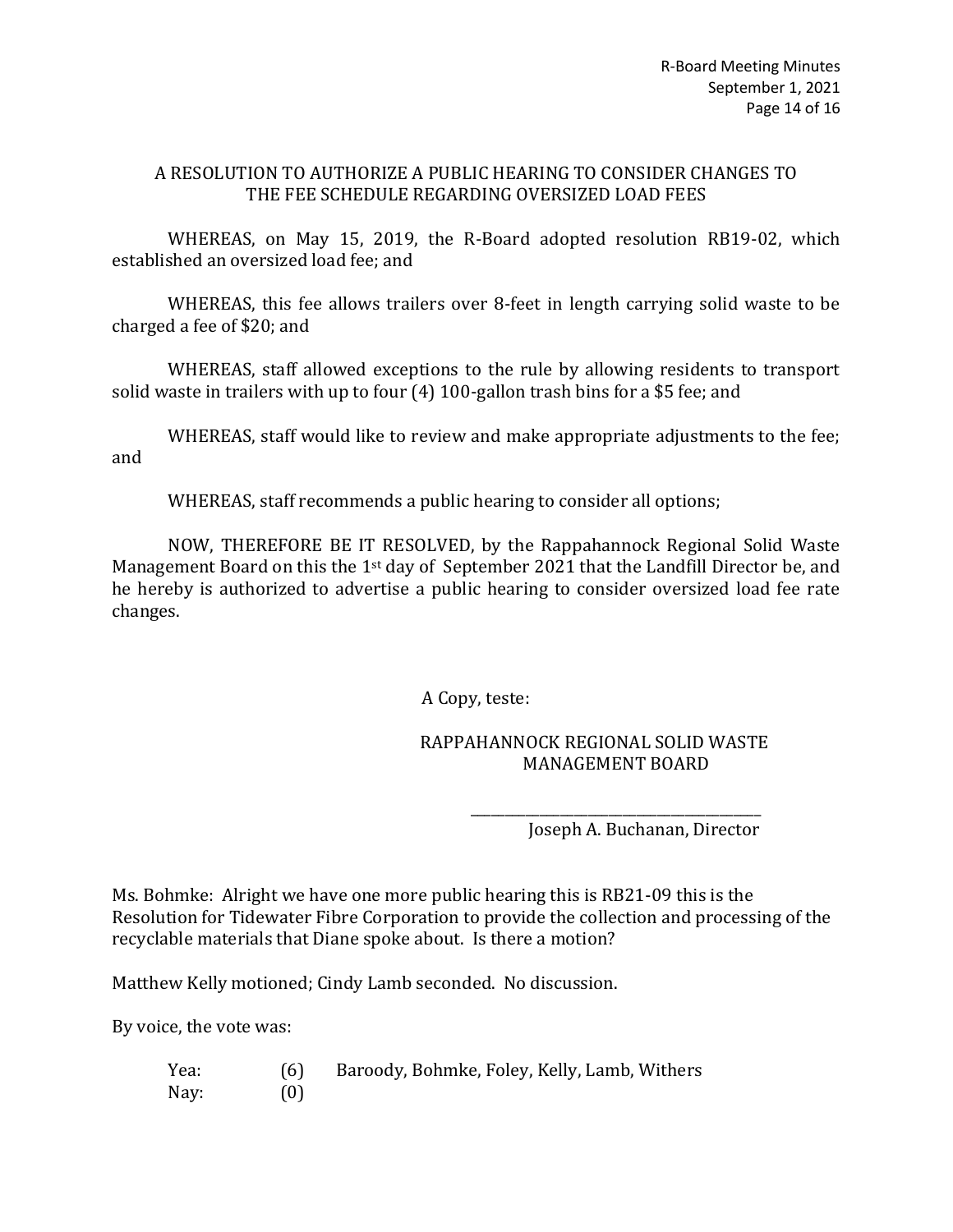## A RESOLUTION TO AUTHORIZE A PUBLIC HEARING TO CONSIDER CHANGES TO THE FEE SCHEDULE REGARDING OVERSIZED LOAD FEES

WHEREAS, on May 15, 2019, the R-Board adopted resolution RB19-02, which established an oversized load fee; and

WHEREAS, this fee allows trailers over 8-feet in length carrying solid waste to be charged a fee of $20; and

WHEREAS, staff allowed exceptions to the rule by allowing residents to transport solid waste in trailers with up to four (4) 100-gallon trash bins for a $5 fee; and

WHEREAS, staff would like to review and make appropriate adjustments to the fee; and

WHEREAS, staff recommends a public hearing to consider all options;

NOW, THEREFORE BE IT RESOLVED, by the Rappahannock Regional Solid Waste Management Board on this the 1st day of September 2021 that the Landfill Director be, and he hereby is authorized to advertise a public hearing to consider oversized load fee rate changes.

A Copy, teste:

RAPPAHANNOCK REGIONAL SOLID WASTE MANAGEMENT BOARD

\_\_\_\_\_\_\_\_\_\_\_\_\_\_\_\_\_\_\_\_\_\_\_\_\_\_\_\_\_\_\_\_\_\_\_\_\_\_

Joseph A. Buchanan, Director

Ms. Bohmke: Alright we have one more public hearing this is RB21-09 this is the Resolution for Tidewater Fibre Corporation to provide the collection and processing of the recyclable materials that Diane spoke about. Is there a motion?

Matthew Kelly motioned; Cindy Lamb seconded. No discussion.

By voice, the vote was:

| | | |
|---|---|---|
| Yea: | (6) | Baroody, Bohmke, Foley, Kelly, Lamb, Withers |
| Nay: | (0) | |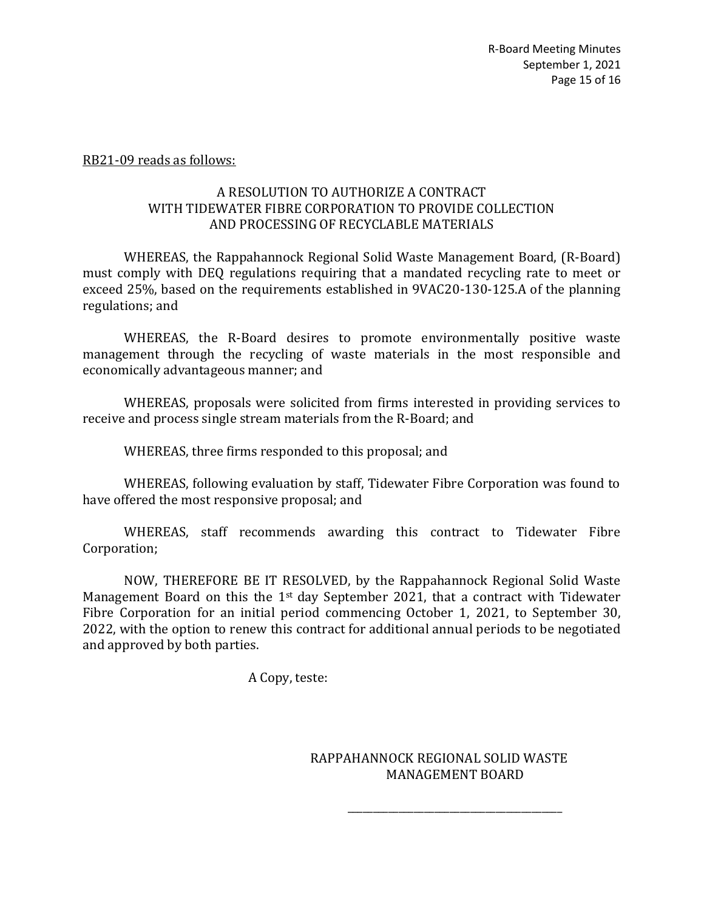RB21-09 reads as follows:

A RESOLUTION TO AUTHORIZE A CONTRACT WITH TIDEWATER FIBRE CORPORATION TO PROVIDE COLLECTION AND PROCESSING OF RECYCLABLE MATERIALS

WHEREAS, the Rappahannock Regional Solid Waste Management Board, (R-Board) must comply with DEQ regulations requiring that a mandated recycling rate to meet or exceed 25%, based on the requirements established in 9VAC20-130-125.A of the planning regulations; and

WHEREAS, the R-Board desires to promote environmentally positive waste management through the recycling of waste materials in the most responsible and economically advantageous manner; and

WHEREAS, proposals were solicited from firms interested in providing services to receive and process single stream materials from the R-Board; and

WHEREAS, three firms responded to this proposal; and

WHEREAS, following evaluation by staff, Tidewater Fibre Corporation was found to have offered the most responsive proposal; and

WHEREAS, staff recommends awarding this contract to Tidewater Fibre Corporation;

NOW, THEREFORE BE IT RESOLVED, by the Rappahannock Regional Solid Waste Management Board on this the 1st day September 2021, that a contract with Tidewater Fibre Corporation for an initial period commencing October 1, 2021, to September 30, 2022, with the option to renew this contract for additional annual periods to be negotiated and approved by both parties.

A Copy, teste:

RAPPAHANNOCK REGIONAL SOLID WASTE MANAGEMENT BOARD

\_\_\_\_\_\_\_\_\_\_\_\_\_\_\_\_\_\_\_\_\_\_\_\_\_\_\_\_\_\_\_\_\_\_\_\_\_\_\_\_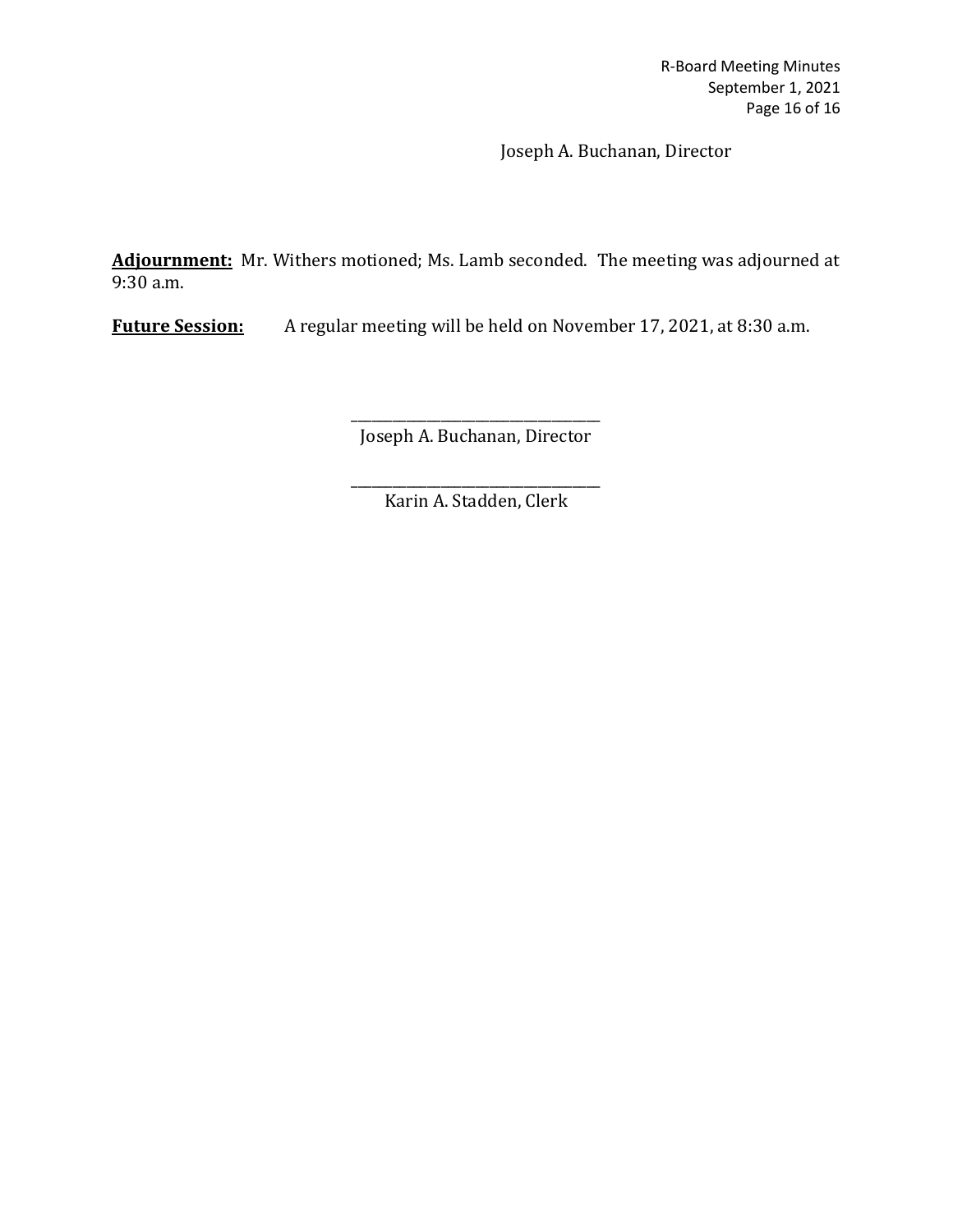Joseph A. Buchanan, Director

**Adjournment:** Mr. Withers motioned; Ms. Lamb seconded. The meeting was adjourned at 9:30 a.m.

**Future Session:** A regular meeting will be held on November 17, 2021, at 8:30 a.m.

\_\_\_\_\_\_\_\_\_\_\_\_\_\_\_\_\_\_\_\_\_\_\_\_\_\_\_\_\_\_\_\_\_\_

Joseph A. Buchanan, Director

\_\_\_\_\_\_\_\_\_\_\_\_\_\_\_\_\_\_\_\_\_\_\_\_\_\_\_\_\_\_\_\_\_\_

Karin A. Stadden, Clerk